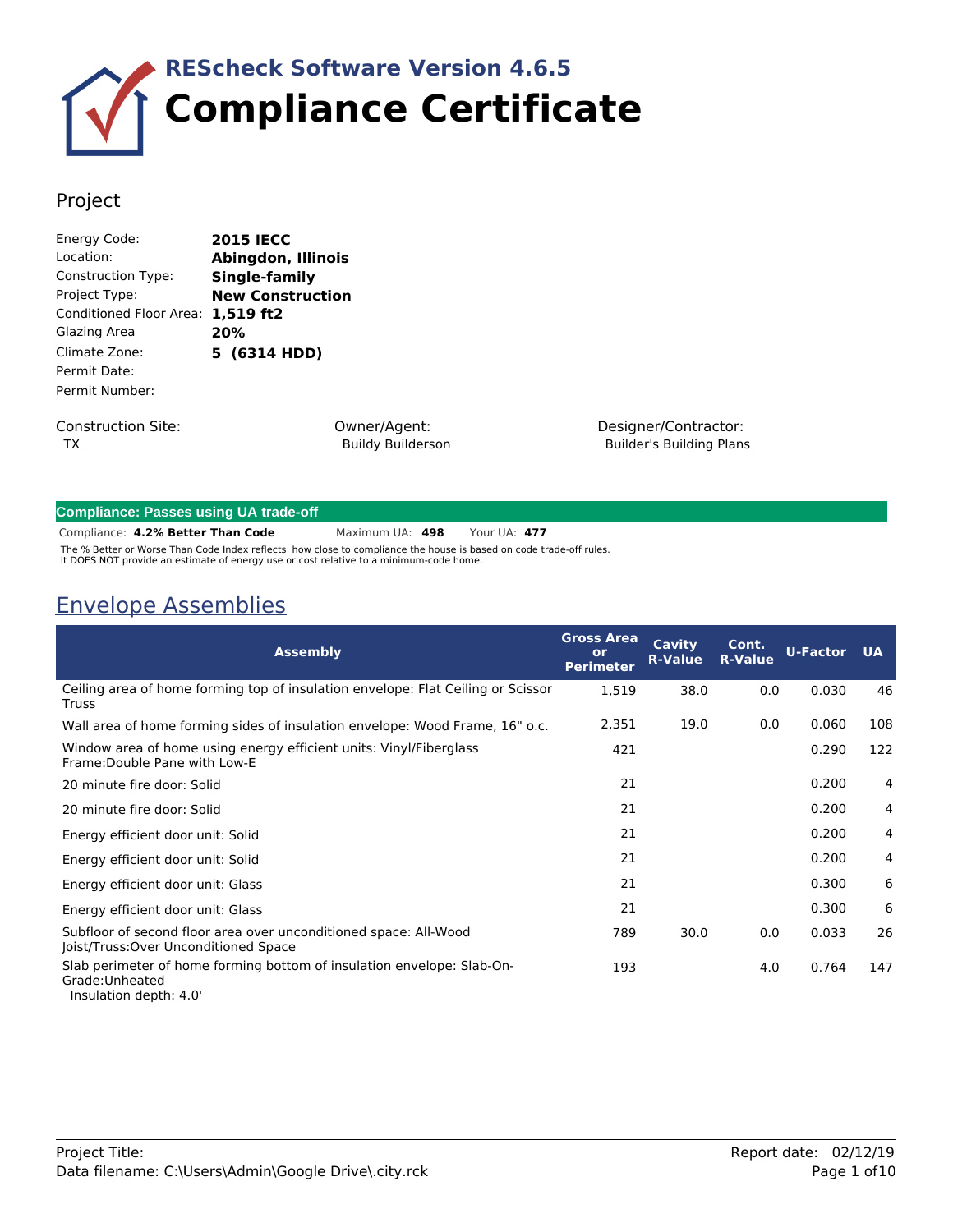# REScheck Software Version 4.6.5
# Compliance Certificate

## Project

| | |
|---|---|
| Energy Code: | **2015 IECC** |
| Location: | **Abingdon, Illinois** |
| Construction Type: | **Single-family** |
| Project Type: | **New Construction** |
| Conditioned Floor Area: | **1,519 ft2** |
| Glazing Area | **20%** |
| Climate Zone: | **5 (6314 HDD)** |
| Permit Date: | |
| Permit Number: | |

| Construction Site: | Owner/Agent: | Designer/Contractor: |
|---|---|---|
| TX | Buildy Builderson | Builder's Building Plans |

**Compliance: Passes using UA trade-off**

Compliance: **4.2% Better Than Code** Maximum UA: **498** Your UA: **477**

The % Better or Worse Than Code Index reflects how close to compliance the house is based on code trade-off rules. It DOES NOT provide an estimate of energy use or cost relative to a minimum-code home.

## Envelope Assemblies

| Assembly | Gross Area or Perimeter | Cavity R-Value | Cont. R-Value | U-Factor | UA |
|---|---|---|---|---|---|
| Ceiling area of home forming top of insulation envelope: Flat Ceiling or Scissor Truss | 1,519 | 38.0 | 0.0 | 0.030 | 46 |
| Wall area of home forming sides of insulation envelope: Wood Frame, 16" o.c. | 2,351 | 19.0 | 0.0 | 0.060 | 108 |
| Window area of home using energy efficient units: Vinyl/Fiberglass Frame:Double Pane with Low-E | 421 | | | 0.290 | 122 |
| 20 minute fire door: Solid | 21 | | | 0.200 | 4 |
| 20 minute fire door: Solid | 21 | | | 0.200 | 4 |
| Energy efficient door unit: Solid | 21 | | | 0.200 | 4 |
| Energy efficient door unit: Solid | 21 | | | 0.200 | 4 |
| Energy efficient door unit: Glass | 21 | | | 0.300 | 6 |
| Energy efficient door unit: Glass | 21 | | | 0.300 | 6 |
| Subfloor of second floor area over unconditioned space: All-Wood Joist/Truss:Over Unconditioned Space | 789 | 30.0 | 0.0 | 0.033 | 26 |
| Slab perimeter of home forming bottom of insulation envelope: Slab-On-Grade:Unheated<br>Insulation depth: 4.0' | 193 | | 4.0 | 0.764 | 147 |

Project Title:
Data filename: C:\Users\Admin\Google Drive\.city.rck

Report date: 02/12/19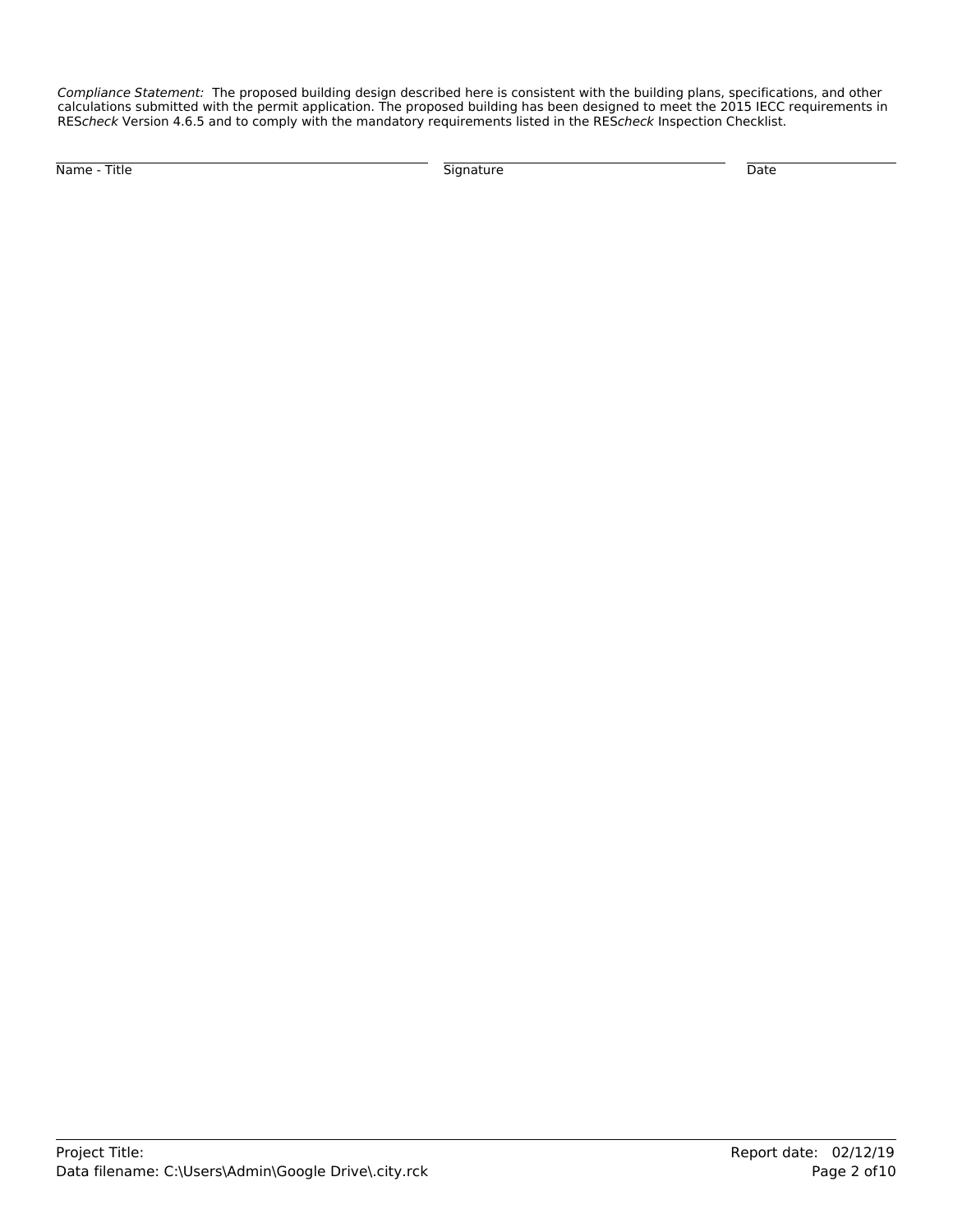*Compliance Statement:* The proposed building design described here is consistent with the building plans, specifications, and other calculations submitted with the permit application. The proposed building has been designed to meet the 2015 IECC requirements in RES*check* Version 4.6.5 and to comply with the mandatory requirements listed in the RES*check* Inspection Checklist.

| Name - Title | Signature | Date |
|---|---|---|
| | | |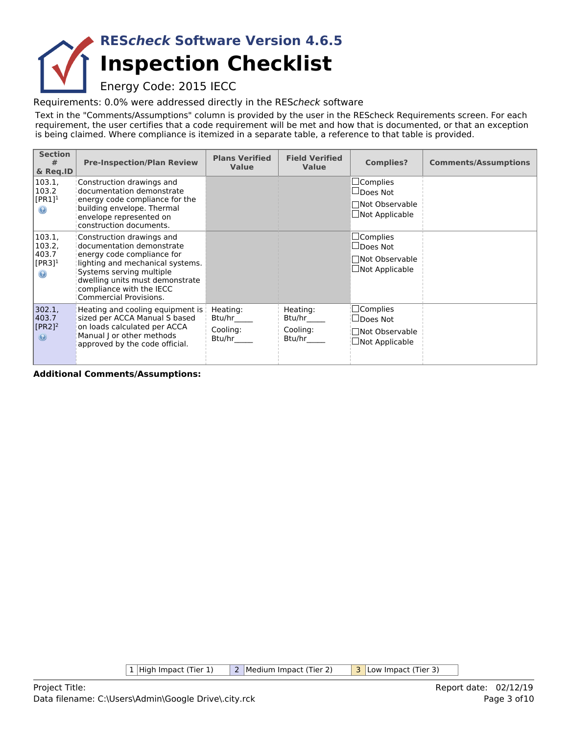# REScheck Software Version 4.6.5

# Inspection Checklist

Energy Code: 2015 IECC

Requirements: 0.0% were addressed directly in the REScheck software

Text in the "Comments/Assumptions" column is provided by the user in the REScheck Requirements screen. For each requirement, the user certifies that a code requirement will be met and how that is documented, or that an exception is being claimed. Where compliance is itemized in a separate table, a reference to that table is provided.

| Section # & Req.ID | Pre-Inspection/Plan Review | Plans Verified Value | Field Verified Value | Complies? | Comments/Assumptions |
|---|---|---|---|---|---|
| 103.1, 103.2 [PR1][1] | Construction drawings and documentation demonstrate energy code compliance for the building envelope. Thermal envelope represented on construction documents. | | | ☐Complies ☐Does Not ☐Not Observable ☐Not Applicable | |
| 103.1, 103.2, 403.7 [PR3][1] | Construction drawings and documentation demonstrate energy code compliance for lighting and mechanical systems. Systems serving multiple dwelling units must demonstrate compliance with the IECC Commercial Provisions. | | | ☐Complies ☐Does Not ☐Not Observable ☐Not Applicable | |
| 302.1, 403.7 [PR2][2] | Heating and cooling equipment is sized per ACCA Manual S based on loads calculated per ACCA Manual J or other methods approved by the code official. | Heating: Btu/hr_____ Cooling: Btu/hr_____ | Heating: Btu/hr_____ Cooling: Btu/hr_____ | ☐Complies ☐Does Not ☐Not Observable ☐Not Applicable | |

**Additional Comments/Assumptions:**

| 1 | High Impact (Tier 1) | 2 | Medium Impact (Tier 2) | 3 | Low Impact (Tier 3) |
|---|---|---|---|---|---|

Project Title:
Data filename: C:\Users\Admin\Google Drive\.city.rck

Report date: 02/12/19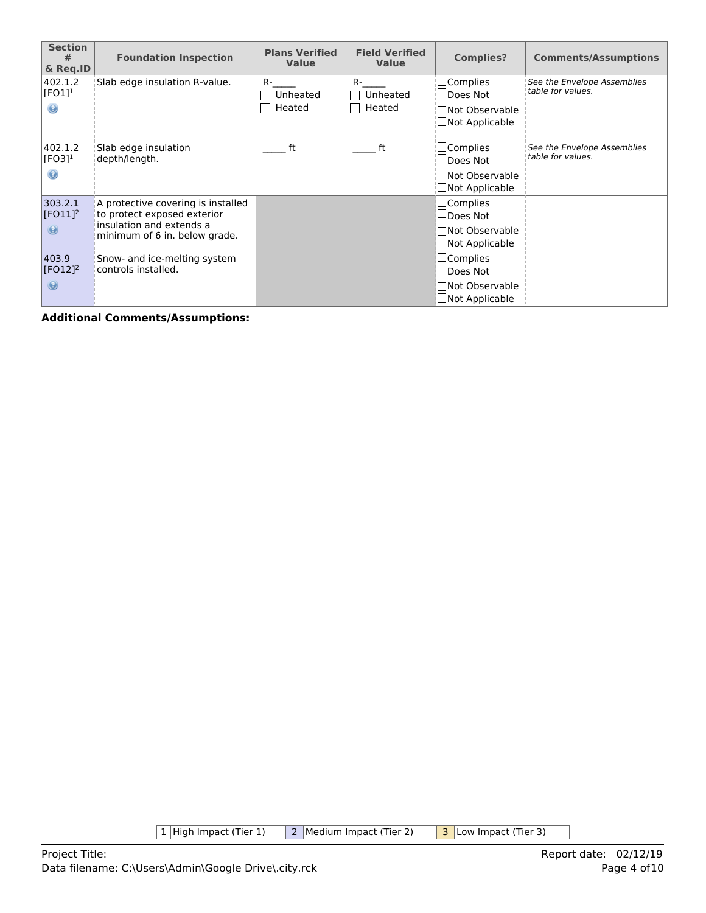| Section # & Req.ID | Foundation Inspection | Plans Verified Value | Field Verified Value | Complies? | Comments/Assumptions |
|---|---|---|---|---|---|
| 402.1.2 [FO1][1] | Slab edge insulation R-value. | R-_____ ☐ Unheated ☐ Heated | R-_____ ☐ Unheated ☐ Heated | ☐Complies ☐Does Not ☐Not Observable ☐Not Applicable | *See the Envelope Assemblies table for values.* |
| 402.1.2 [FO3][1] | Slab edge insulation depth/length. | _____ ft | _____ ft | ☐Complies ☐Does Not ☐Not Observable ☐Not Applicable | *See the Envelope Assemblies table for values.* |
| 303.2.1 [FO11][2] | A protective covering is installed to protect exposed exterior insulation and extends a minimum of 6 in. below grade. | | | ☐Complies ☐Does Not ☐Not Observable ☐Not Applicable | |
| 403.9 [FO12][2] | Snow- and ice-melting system controls installed. | | | ☐Complies ☐Does Not ☐Not Observable ☐Not Applicable | |

**Additional Comments/Assumptions:**

| 1 | High Impact (Tier 1) | 2 | Medium Impact (Tier 2) | 3 | Low Impact (Tier 3) |
|---|---|---|---|---|---|

Project Title:

Data filename: C:\Users\Admin\Google Drive\.city.rck

Report date: 02/12/19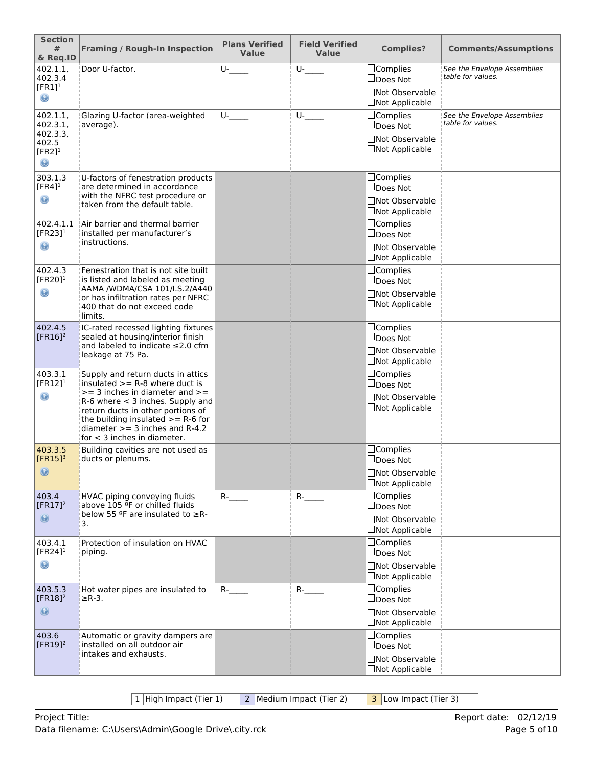| Section # & Req.ID | Framing / Rough-In Inspection | Plans Verified Value | Field Verified Value | Complies? | Comments/Assumptions |
|---|---|---|---|---|---|
| 402.1.1, 402.3.4 [FR1][1] | Door U-factor. | U-_____ | U-_____ | ☐Complies ☐Does Not ☐Not Observable ☐Not Applicable | *See the Envelope Assemblies table for values.* |
| 402.1.1, 402.3.1, 402.3.3, 402.5 [FR2][1] | Glazing U-factor (area-weighted average). | U-_____ | U-_____ | ☐Complies ☐Does Not ☐Not Observable ☐Not Applicable | *See the Envelope Assemblies table for values.* |
| 303.1.3 [FR4][1] | U-factors of fenestration products are determined in accordance with the NFRC test procedure or taken from the default table. | | | ☐Complies ☐Does Not ☐Not Observable ☐Not Applicable | |
| 402.4.1.1 [FR23][1] | Air barrier and thermal barrier installed per manufacturer's instructions. | | | ☐Complies ☐Does Not ☐Not Observable ☐Not Applicable | |
| 402.4.3 [FR20][1] | Fenestration that is not site built is listed and labeled as meeting AAMA /WDMA/CSA 101/I.S.2/A440 or has infiltration rates per NFRC 400 that do not exceed code limits. | | | ☐Complies ☐Does Not ☐Not Observable ☐Not Applicable | |
| 402.4.5 [FR16][2] | IC-rated recessed lighting fixtures sealed at housing/interior finish and labeled to indicate ≤2.0 cfm leakage at 75 Pa. | | | ☐Complies ☐Does Not ☐Not Observable ☐Not Applicable | |
| 403.3.1 [FR12][1] | Supply and return ducts in attics insulated >= R-8 where duct is >= 3 inches in diameter and >= R-6 where < 3 inches. Supply and return ducts in other portions of the building insulated >= R-6 for diameter >= 3 inches and R-4.2 for < 3 inches in diameter. | | | ☐Complies ☐Does Not ☐Not Observable ☐Not Applicable | |
| 403.3.5 [FR15][3] | Building cavities are not used as ducts or plenums. | | | ☐Complies ☐Does Not ☐Not Observable ☐Not Applicable | |
| 403.4 [FR17][2] | HVAC piping conveying fluids above 105 ºF or chilled fluids below 55 ºF are insulated to ≥R-3. | R-_____ | R-_____ | ☐Complies ☐Does Not ☐Not Observable ☐Not Applicable | |
| 403.4.1 [FR24][1] | Protection of insulation on HVAC piping. | | | ☐Complies ☐Does Not ☐Not Observable ☐Not Applicable | |
| 403.5.3 [FR18][2] | Hot water pipes are insulated to ≥R-3. | R-_____ | R-_____ | ☐Complies ☐Does Not ☐Not Observable ☐Not Applicable | |
| 403.6 [FR19][2] | Automatic or gravity dampers are installed on all outdoor air intakes and exhausts. | | | ☐Complies ☐Does Not ☐Not Observable ☐Not Applicable | |

| 1 | High Impact (Tier 1) | 2 | Medium Impact (Tier 2) | 3 | Low Impact (Tier 3) |
|---|---|---|---|---|---|

Project Title: Report date: 02/12/19
Data filename: C:\Users\Admin\Google Drive\.city.rck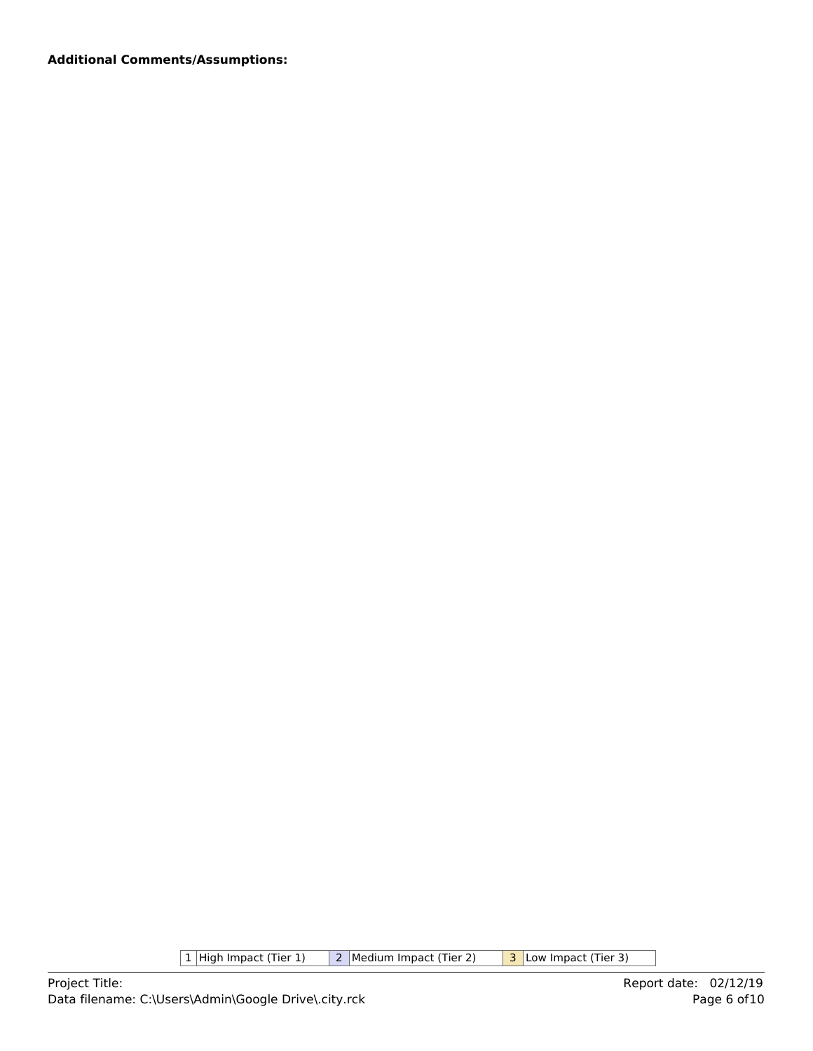**Additional Comments/Assumptions:**

| | | | | | |
|---|---|---|---|---|---|
| 1 | High Impact (Tier 1) | 2 | Medium Impact (Tier 2) | 3 | Low Impact (Tier 3) |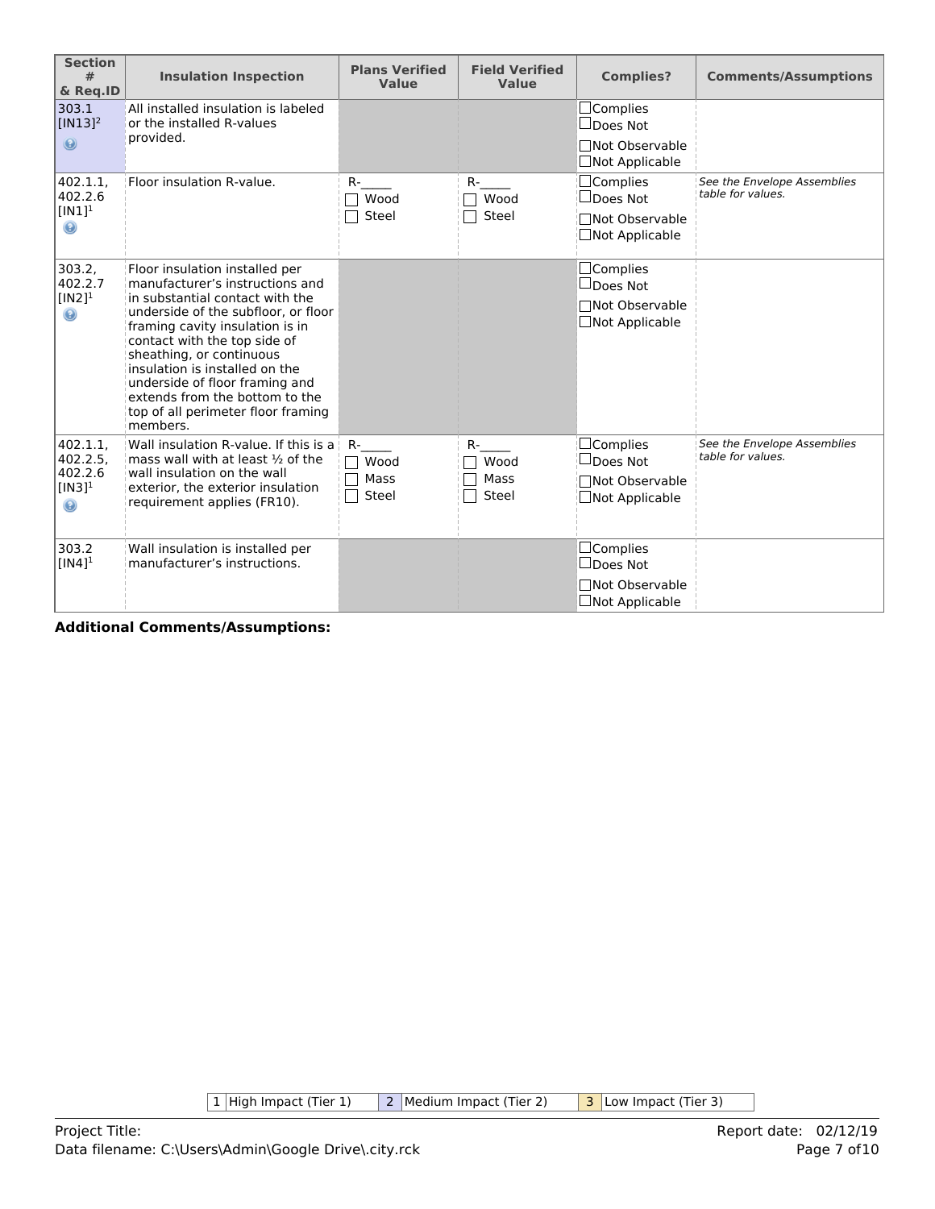| Section # & Req.ID | Insulation Inspection | Plans Verified Value | Field Verified Value | Complies? | Comments/Assumptions |
|---|---|---|---|---|---|
| 303.1 [IN13][2] | All installed insulation is labeled or the installed R-values provided. | | | ☐Complies ☐Does Not ☐Not Observable ☐Not Applicable | |
| 402.1.1, 402.2.6 [IN1][1] | Floor insulation R-value. | R-_____ ☐ Wood ☐ Steel | R-_____ ☐ Wood ☐ Steel | ☐Complies ☐Does Not ☐Not Observable ☐Not Applicable | *See the Envelope Assemblies table for values.* |
| 303.2, 402.2.7 [IN2][1] | Floor insulation installed per manufacturer's instructions and in substantial contact with the underside of the subfloor, or floor framing cavity insulation is in contact with the top side of sheathing, or continuous insulation is installed on the underside of floor framing and extends from the bottom to the top of all perimeter floor framing members. | | | ☐Complies ☐Does Not ☐Not Observable ☐Not Applicable | |
| 402.1.1, 402.2.5, 402.2.6 [IN3][1] | Wall insulation R-value. If this is a mass wall with at least ½ of the wall insulation on the wall exterior, the exterior insulation requirement applies (FR10). | R-_____ ☐ Wood ☐ Mass ☐ Steel | R-_____ ☐ Wood ☐ Mass ☐ Steel | ☐Complies ☐Does Not ☐Not Observable ☐Not Applicable | *See the Envelope Assemblies table for values.* |
| 303.2 [IN4][1] | Wall insulation is installed per manufacturer's instructions. | | | ☐Complies ☐Does Not ☐Not Observable ☐Not Applicable | |

**Additional Comments/Assumptions:**

| 1 | High Impact (Tier 1) | 2 | Medium Impact (Tier 2) | 3 | Low Impact (Tier 3) |
|---|---|---|---|---|---|

Project Title:
Data filename: C:\Users\Admin\Google Drive\.city.rck

Report date: 02/12/19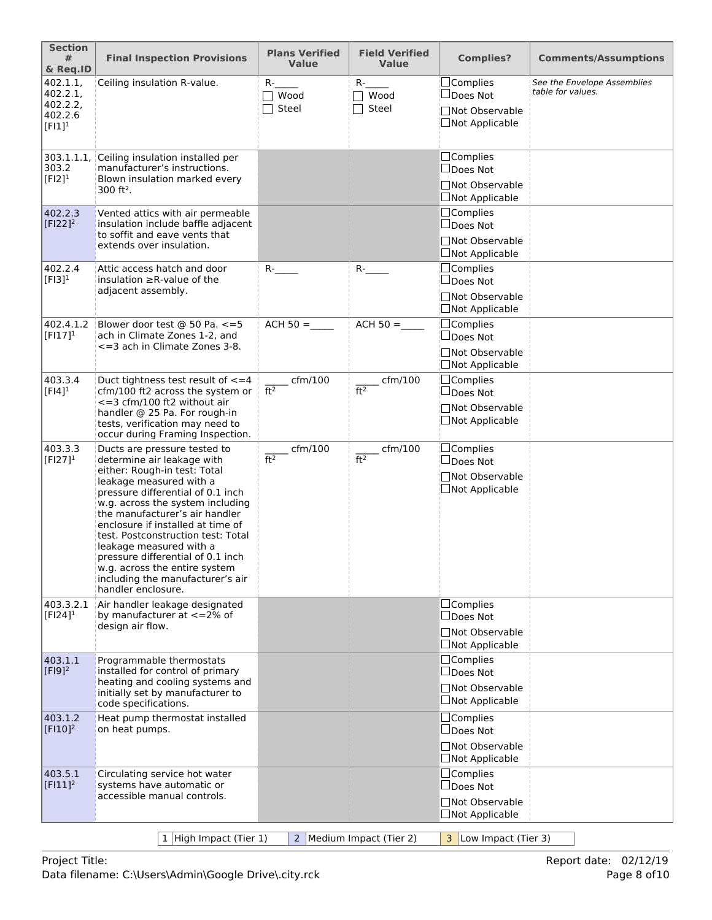| Section # & Req.ID | Final Inspection Provisions | Plans Verified Value | Field Verified Value | Complies? | Comments/Assumptions |
|---|---|---|---|---|---|
| 402.1.1, 402.2.1, 402.2.2, 402.2.6 [FI1][1] | Ceiling insulation R-value. | R-_____ ☐ Wood ☐ Steel | R-_____ ☐ Wood ☐ Steel | ☐Complies ☐Does Not ☐Not Observable ☐Not Applicable | *See the Envelope Assemblies table for values.* |
| 303.1.1.1, 303.2 [FI2][1] | Ceiling insulation installed per manufacturer's instructions. Blown insulation marked every 300 ft². | | | ☐Complies ☐Does Not ☐Not Observable ☐Not Applicable | |
| 402.2.3 [FI22][2] | Vented attics with air permeable insulation include baffle adjacent to soffit and eave vents that extends over insulation. | | | ☐Complies ☐Does Not ☐Not Observable ☐Not Applicable | |
| 402.2.4 [FI3][1] | Attic access hatch and door insulation ≥R-value of the adjacent assembly. | R-_____ | R-_____ | ☐Complies ☐Does Not ☐Not Observable ☐Not Applicable | |
| 402.4.1.2 [FI17][1] | Blower door test @ 50 Pa. <=5 ach in Climate Zones 1-2, and <=3 ach in Climate Zones 3-8. | ACH 50 = _____ | ACH 50 = _____ | ☐Complies ☐Does Not ☐Not Observable ☐Not Applicable | |
| 403.3.4 [FI4][1] | Duct tightness test result of <=4 cfm/100 ft2 across the system or <=3 cfm/100 ft2 without air handler @ 25 Pa. For rough-in tests, verification may need to occur during Framing Inspection. | _____ cfm/100 ft² | _____ cfm/100 ft² | ☐Complies ☐Does Not ☐Not Observable ☐Not Applicable | |
| 403.3.3 [FI27][1] | Ducts are pressure tested to determine air leakage with either: Rough-in test: Total leakage measured with a pressure differential of 0.1 inch w.g. across the system including the manufacturer's air handler enclosure if installed at time of test. Postconstruction test: Total leakage measured with a pressure differential of 0.1 inch w.g. across the entire system including the manufacturer's air handler enclosure. | _____ cfm/100 ft² | _____ cfm/100 ft² | ☐Complies ☐Does Not ☐Not Observable ☐Not Applicable | |
| 403.3.2.1 [FI24][1] | Air handler leakage designated by manufacturer at <=2% of design air flow. | | | ☐Complies ☐Does Not ☐Not Observable ☐Not Applicable | |
| 403.1.1 [FI9][2] | Programmable thermostats installed for control of primary heating and cooling systems and initially set by manufacturer to code specifications. | | | ☐Complies ☐Does Not ☐Not Observable ☐Not Applicable | |
| 403.1.2 [FI10][2] | Heat pump thermostat installed on heat pumps. | | | ☐Complies ☐Does Not ☐Not Observable ☐Not Applicable | |
| 403.5.1 [FI11][2] | Circulating service hot water systems have automatic or accessible manual controls. | | | ☐Complies ☐Does Not ☐Not Observable ☐Not Applicable | |

| 1 High Impact (Tier 1) | 2 Medium Impact (Tier 2) | 3 Low Impact (Tier 3) |
|---|---|---|

Project Title:
Data filename: C:\Users\Admin\Google Drive\.city.rck

Report date: 02/12/19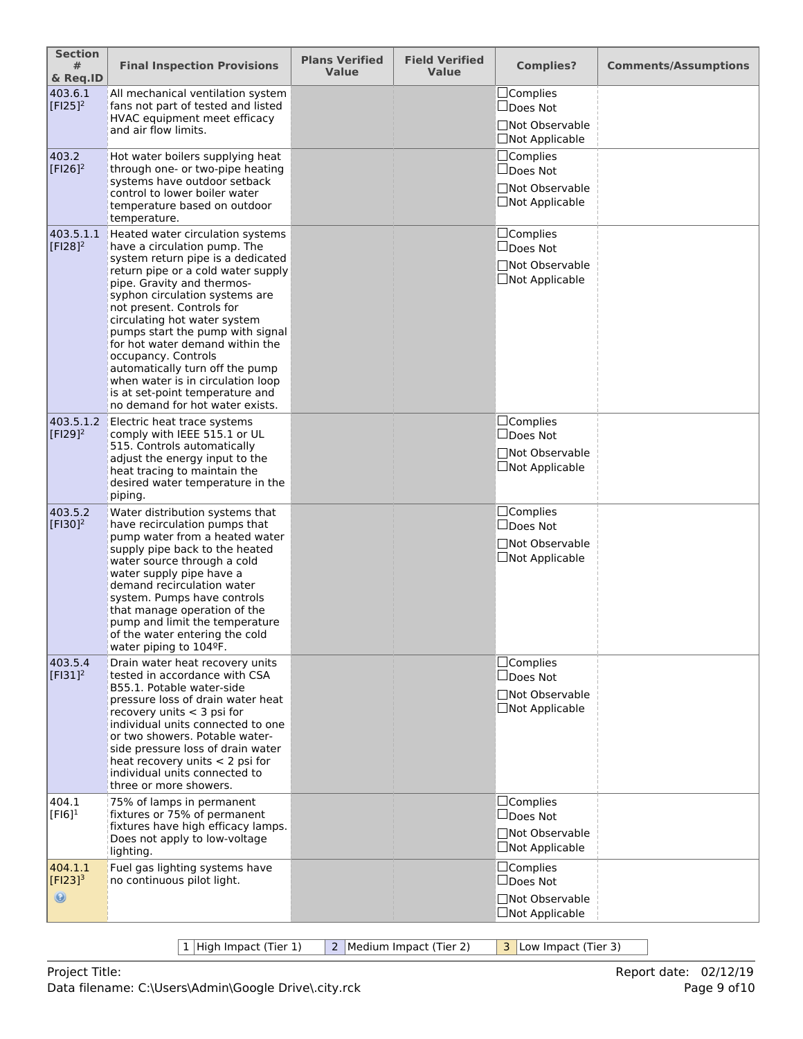| Section # & Req.ID | Final Inspection Provisions | Plans Verified Value | Field Verified Value | Complies? | Comments/Assumptions |
|---|---|---|---|---|---|
| 403.6.1 [FI25][2] | All mechanical ventilation system fans not part of tested and listed HVAC equipment meet efficacy and air flow limits. | | | ☐Complies ☐Does Not ☐Not Observable ☐Not Applicable | |
| 403.2 [FI26][2] | Hot water boilers supplying heat through one- or two-pipe heating systems have outdoor setback control to lower boiler water temperature based on outdoor temperature. | | | ☐Complies ☐Does Not ☐Not Observable ☐Not Applicable | |
| 403.5.1.1 [FI28][2] | Heated water circulation systems have a circulation pump. The system return pipe is a dedicated return pipe or a cold water supply pipe. Gravity and thermos-syphon circulation systems are not present. Controls for circulating hot water system pumps start the pump with signal for hot water demand within the occupancy. Controls automatically turn off the pump when water is in circulation loop is at set-point temperature and no demand for hot water exists. | | | ☐Complies ☐Does Not ☐Not Observable ☐Not Applicable | |
| 403.5.1.2 [FI29][2] | Electric heat trace systems comply with IEEE 515.1 or UL 515. Controls automatically adjust the energy input to the heat tracing to maintain the desired water temperature in the piping. | | | ☐Complies ☐Does Not ☐Not Observable ☐Not Applicable | |
| 403.5.2 [FI30][2] | Water distribution systems that have recirculation pumps that pump water from a heated water supply pipe back to the heated water source through a cold water supply pipe have a demand recirculation water system. Pumps have controls that manage operation of the pump and limit the temperature of the water entering the cold water piping to 104ºF. | | | ☐Complies ☐Does Not ☐Not Observable ☐Not Applicable | |
| 403.5.4 [FI31][2] | Drain water heat recovery units tested in accordance with CSA B55.1. Potable water-side pressure loss of drain water heat recovery units < 3 psi for individual units connected to one or two showers. Potable water-side pressure loss of drain water heat recovery units < 2 psi for individual units connected to three or more showers. | | | ☐Complies ☐Does Not ☐Not Observable ☐Not Applicable | |
| 404.1 [FI6][1] | 75% of lamps in permanent fixtures or 75% of permanent fixtures have high efficacy lamps. Does not apply to low-voltage lighting. | | | ☐Complies ☐Does Not ☐Not Observable ☐Not Applicable | |
| 404.1.1 [FI23][3] | Fuel gas lighting systems have no continuous pilot light. | | | ☐Complies ☐Does Not ☐Not Observable ☐Not Applicable | |

| 1 High Impact (Tier 1) | 2 Medium Impact (Tier 2) | 3 Low Impact (Tier 3) |
|---|---|---|

Project Title:
Data filename: C:\Users\Admin\Google Drive\.city.rck
Report date: 02/12/19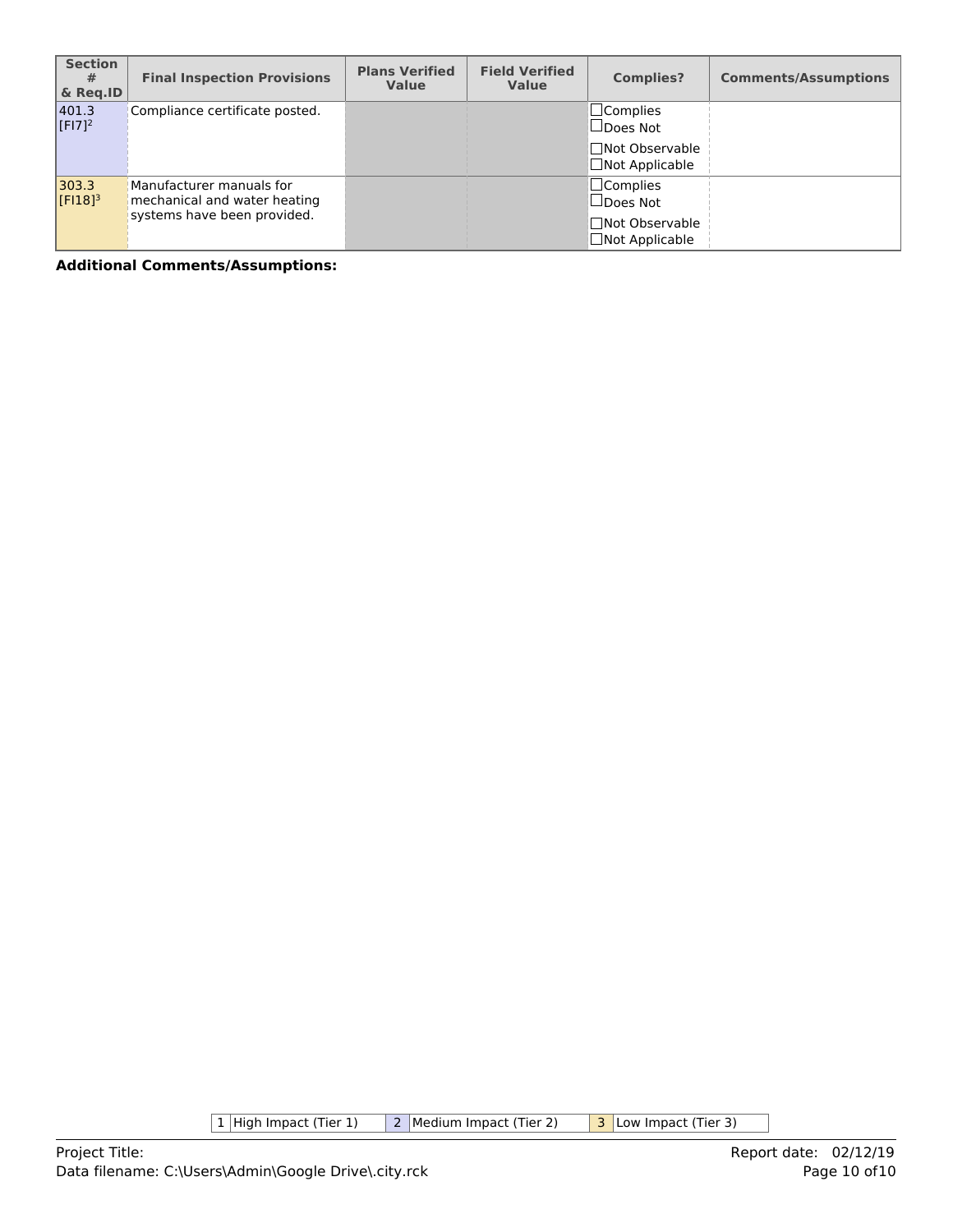| Section # & Req.ID | Final Inspection Provisions | Plans Verified Value | Field Verified Value | Complies? | Comments/Assumptions |
|---|---|---|---|---|---|
| 401.3 [FI7][2] | Compliance certificate posted. | | | ☐Complies ☐Does Not ☐Not Observable ☐Not Applicable | |
| 303.3 [FI18][3] | Manufacturer manuals for mechanical and water heating systems have been provided. | | | ☐Complies ☐Does Not ☐Not Observable ☐Not Applicable | |

**Additional Comments/Assumptions:**

| 1 | High Impact (Tier 1) | 2 | Medium Impact (Tier 2) | 3 | Low Impact (Tier 3) |
|---|---|---|---|---|---|

Project Title:

Data filename: C:\Users\Admin\Google Drive\.city.rck

Report date: 02/12/19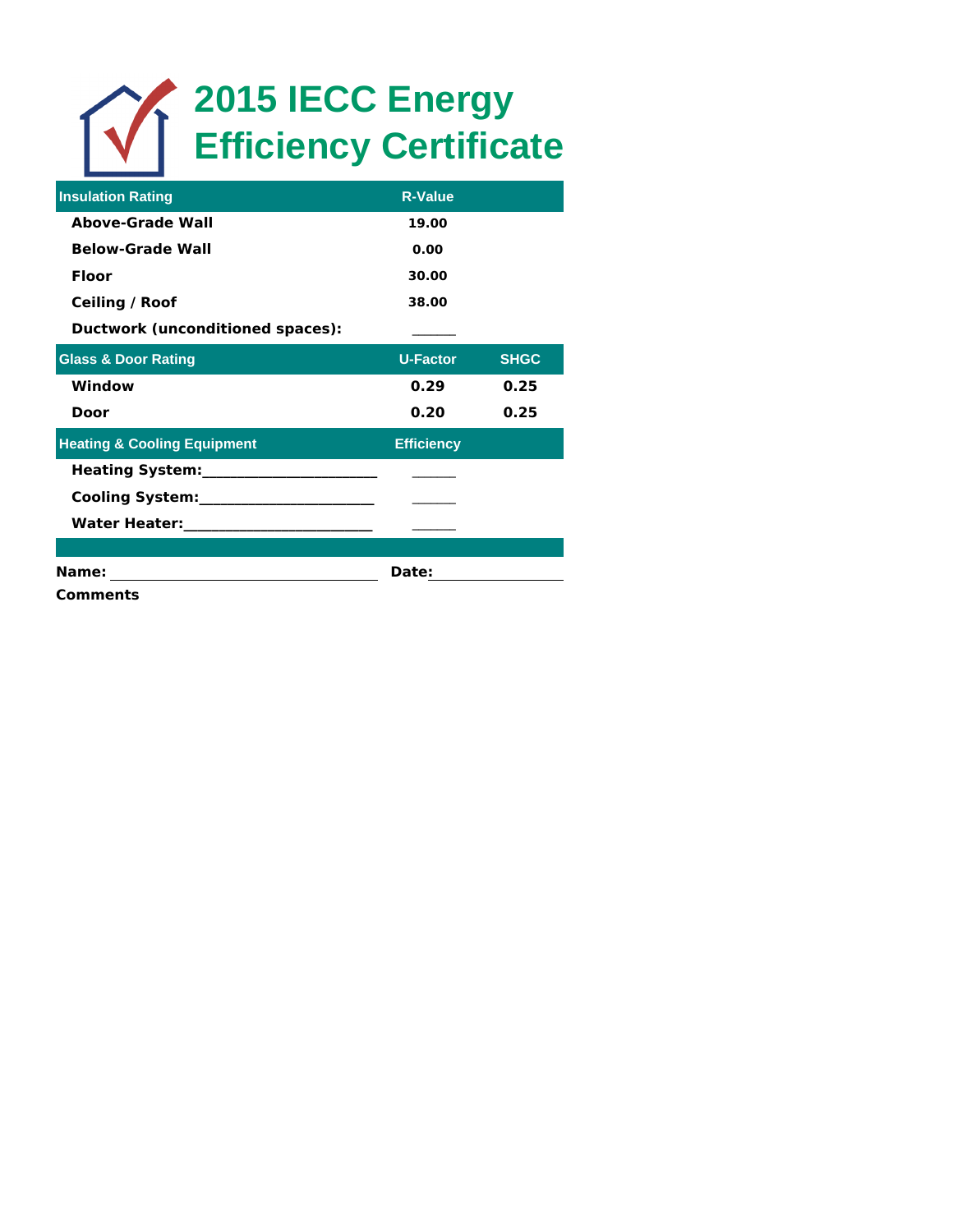# 2015 IECC Energy Efficiency Certificate

| Insulation Rating | R-Value | |
|---|---|---|
| **Above-Grade Wall** | **19.00** | |
| **Below-Grade Wall** | **0.00** | |
| **Floor** | **30.00** | |
| **Ceiling / Roof** | **38.00** | |
| **Ductwork (unconditioned spaces):** | _____ | |
| **Glass & Door Rating** | **U-Factor** | **SHGC** |
| **Window** | **0.29** | **0.25** |
| **Door** | **0.20** | **0.25** |
| **Heating & Cooling Equipment** | **Efficiency** | |
| **Heating System:**____________________ | _____ | |
| **Cooling System:**____________________ | _____ | |
| **Water Heater:**______________________ | _____ | |

**Name:** ______________________________ **Date:** ______________

**Comments**